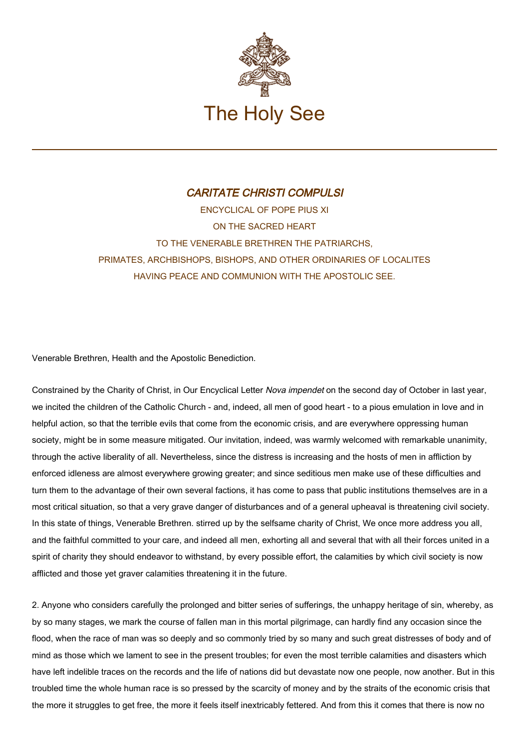The Holy See

# *CARITATE CHRISTI COMPULSI*

ENCYCLICAL OF POPE PIUS XI

ON THE SACRED HEART

TO THE VENERABLE BRETHREN THE PATRIARCHS,

PRIMATES, ARCHBISHOPS, BISHOPS, AND OTHER ORDINARIES OF LOCALITES

HAVING PEACE AND COMMUNION WITH THE APOSTOLIC SEE.

Venerable Brethren, Health and the Apostolic Benediction.

Constrained by the Charity of Christ, in Our Encyclical Letter *Nova impendet* on the second day of October in last year, we incited the children of the Catholic Church - and, indeed, all men of good heart - to a pious emulation in love and in helpful action, so that the terrible evils that come from the economic crisis, and are everywhere oppressing human society, might be in some measure mitigated. Our invitation, indeed, was warmly welcomed with remarkable unanimity, through the active liberality of all. Nevertheless, since the distress is increasing and the hosts of men in affliction by enforced idleness are almost everywhere growing greater; and since seditious men make use of these difficulties and turn them to the advantage of their own several factions, it has come to pass that public institutions themselves are in a most critical situation, so that a very grave danger of disturbances and of a general upheaval is threatening civil society. In this state of things, Venerable Brethren. stirred up by the selfsame charity of Christ, We once more address you all, and the faithful committed to your care, and indeed all men, exhorting all and several that with all their forces united in a spirit of charity they should endeavor to withstand, by every possible effort, the calamities by which civil society is now afflicted and those yet graver calamities threatening it in the future.

2. Anyone who considers carefully the prolonged and bitter series of sufferings, the unhappy heritage of sin, whereby, as by so many stages, we mark the course of fallen man in this mortal pilgrimage, can hardly find any occasion since the flood, when the race of man was so deeply and so commonly tried by so many and such great distresses of body and of mind as those which we lament to see in the present troubles; for even the most terrible calamities and disasters which have left indelible traces on the records and the life of nations did but devastate now one people, now another. But in this troubled time the whole human race is so pressed by the scarcity of money and by the straits of the economic crisis that the more it struggles to get free, the more it feels itself inextricably fettered. And from this it comes that there is now no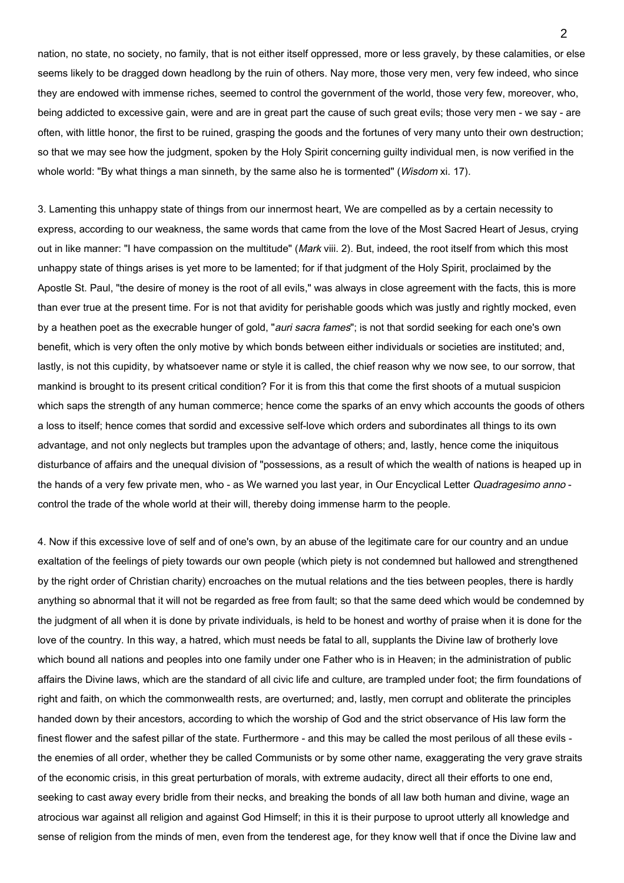nation, no state, no society, no family, that is not either itself oppressed, more or less gravely, by these calamities, or else seems likely to be dragged down headlong by the ruin of others. Nay more, those very men, very few indeed, who since they are endowed with immense riches, seemed to control the government of the world, those very few, moreover, who, being addicted to excessive gain, were and are in great part the cause of such great evils; those very men - we say - are often, with little honor, the first to be ruined, grasping the goods and the fortunes of very many unto their own destruction; so that we may see how the judgment, spoken by the Holy Spirit concerning guilty individual men, is now verified in the whole world: "By what things a man sinneth, by the same also he is tormented" (*Wisdom* xi. 17).

3. Lamenting this unhappy state of things from our innermost heart, We are compelled as by a certain necessity to express, according to our weakness, the same words that came from the love of the Most Sacred Heart of Jesus, crying out in like manner: "I have compassion on the multitude" (*Mark* viii. 2). But, indeed, the root itself from which this most unhappy state of things arises is yet more to be lamented; for if that judgment of the Holy Spirit, proclaimed by the Apostle St. Paul, "the desire of money is the root of all evils," was always in close agreement with the facts, this is more than ever true at the present time. For is not that avidity for perishable goods which was justly and rightly mocked, even by a heathen poet as the execrable hunger of gold, "*auri sacra fames*"; is not that sordid seeking for each one's own benefit, which is very often the only motive by which bonds between either individuals or societies are instituted; and, lastly, is not this cupidity, by whatsoever name or style it is called, the chief reason why we now see, to our sorrow, that mankind is brought to its present critical condition? For it is from this that come the first shoots of a mutual suspicion which saps the strength of any human commerce; hence come the sparks of an envy which accounts the goods of others a loss to itself; hence comes that sordid and excessive self-love which orders and subordinates all things to its own advantage, and not only neglects but tramples upon the advantage of others; and, lastly, hence come the iniquitous disturbance of affairs and the unequal division of "possessions, as a result of which the wealth of nations is heaped up in the hands of a very few private men, who - as We warned you last year, in Our Encyclical Letter *Quadragesimo anno* - control the trade of the whole world at their will, thereby doing immense harm to the people.

4. Now if this excessive love of self and of one's own, by an abuse of the legitimate care for our country and an undue exaltation of the feelings of piety towards our own people (which piety is not condemned but hallowed and strengthened by the right order of Christian charity) encroaches on the mutual relations and the ties between peoples, there is hardly anything so abnormal that it will not be regarded as free from fault; so that the same deed which would be condemned by the judgment of all when it is done by private individuals, is held to be honest and worthy of praise when it is done for the love of the country. In this way, a hatred, which must needs be fatal to all, supplants the Divine law of brotherly love which bound all nations and peoples into one family under one Father who is in Heaven; in the administration of public affairs the Divine laws, which are the standard of all civic life and culture, are trampled under foot; the firm foundations of right and faith, on which the commonwealth rests, are overturned; and, lastly, men corrupt and obliterate the principles handed down by their ancestors, according to which the worship of God and the strict observance of His law form the finest flower and the safest pillar of the state. Furthermore - and this may be called the most perilous of all these evils - the enemies of all order, whether they be called Communists or by some other name, exaggerating the very grave straits of the economic crisis, in this great perturbation of morals, with extreme audacity, direct all their efforts to one end, seeking to cast away every bridle from their necks, and breaking the bonds of all law both human and divine, wage an atrocious war against all religion and against God Himself; in this it is their purpose to uproot utterly all knowledge and sense of religion from the minds of men, even from the tenderest age, for they know well that if once the Divine law and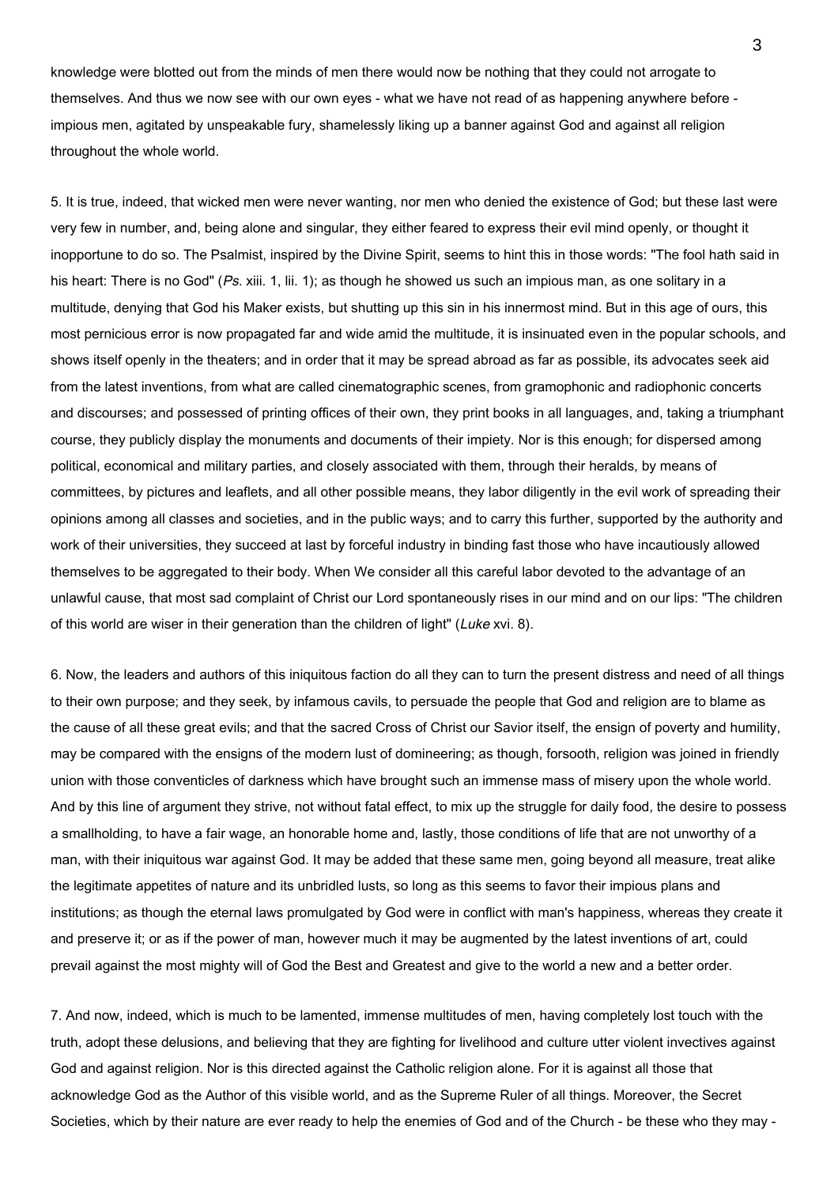knowledge were blotted out from the minds of men there would now be nothing that they could not arrogate to themselves. And thus we now see with our own eyes - what we have not read of as happening anywhere before - impious men, agitated by unspeakable fury, shamelessly liking up a banner against God and against all religion throughout the whole world.

5. It is true, indeed, that wicked men were never wanting, nor men who denied the existence of God; but these last were very few in number, and, being alone and singular, they either feared to express their evil mind openly, or thought it inopportune to do so. The Psalmist, inspired by the Divine Spirit, seems to hint this in those words: "The fool hath said in his heart: There is no God" (*Ps.* xiii. 1, lii. 1); as though he showed us such an impious man, as one solitary in a multitude, denying that God his Maker exists, but shutting up this sin in his innermost mind. But in this age of ours, this most pernicious error is now propagated far and wide amid the multitude, it is insinuated even in the popular schools, and shows itself openly in the theaters; and in order that it may be spread abroad as far as possible, its advocates seek aid from the latest inventions, from what are called cinematographic scenes, from gramophonic and radiophonic concerts and discourses; and possessed of printing offices of their own, they print books in all languages, and, taking a triumphant course, they publicly display the monuments and documents of their impiety. Nor is this enough; for dispersed among political, economical and military parties, and closely associated with them, through their heralds, by means of committees, by pictures and leaflets, and all other possible means, they labor diligently in the evil work of spreading their opinions among all classes and societies, and in the public ways; and to carry this further, supported by the authority and work of their universities, they succeed at last by forceful industry in binding fast those who have incautiously allowed themselves to be aggregated to their body. When We consider all this careful labor devoted to the advantage of an unlawful cause, that most sad complaint of Christ our Lord spontaneously rises in our mind and on our lips: "The children of this world are wiser in their generation than the children of light" (*Luke* xvi. 8).

6. Now, the leaders and authors of this iniquitous faction do all they can to turn the present distress and need of all things to their own purpose; and they seek, by infamous cavils, to persuade the people that God and religion are to blame as the cause of all these great evils; and that the sacred Cross of Christ our Savior itself, the ensign of poverty and humility, may be compared with the ensigns of the modern lust of domineering; as though, forsooth, religion was joined in friendly union with those conventicles of darkness which have brought such an immense mass of misery upon the whole world. And by this line of argument they strive, not without fatal effect, to mix up the struggle for daily food, the desire to possess a smallholding, to have a fair wage, an honorable home and, lastly, those conditions of life that are not unworthy of a man, with their iniquitous war against God. It may be added that these same men, going beyond all measure, treat alike the legitimate appetites of nature and its unbridled lusts, so long as this seems to favor their impious plans and institutions; as though the eternal laws promulgated by God were in conflict with man's happiness, whereas they create it and preserve it; or as if the power of man, however much it may be augmented by the latest inventions of art, could prevail against the most mighty will of God the Best and Greatest and give to the world a new and a better order.

7. And now, indeed, which is much to be lamented, immense multitudes of men, having completely lost touch with the truth, adopt these delusions, and believing that they are fighting for livelihood and culture utter violent invectives against God and against religion. Nor is this directed against the Catholic religion alone. For it is against all those that acknowledge God as the Author of this visible world, and as the Supreme Ruler of all things. Moreover, the Secret Societies, which by their nature are ever ready to help the enemies of God and of the Church - be these who they may -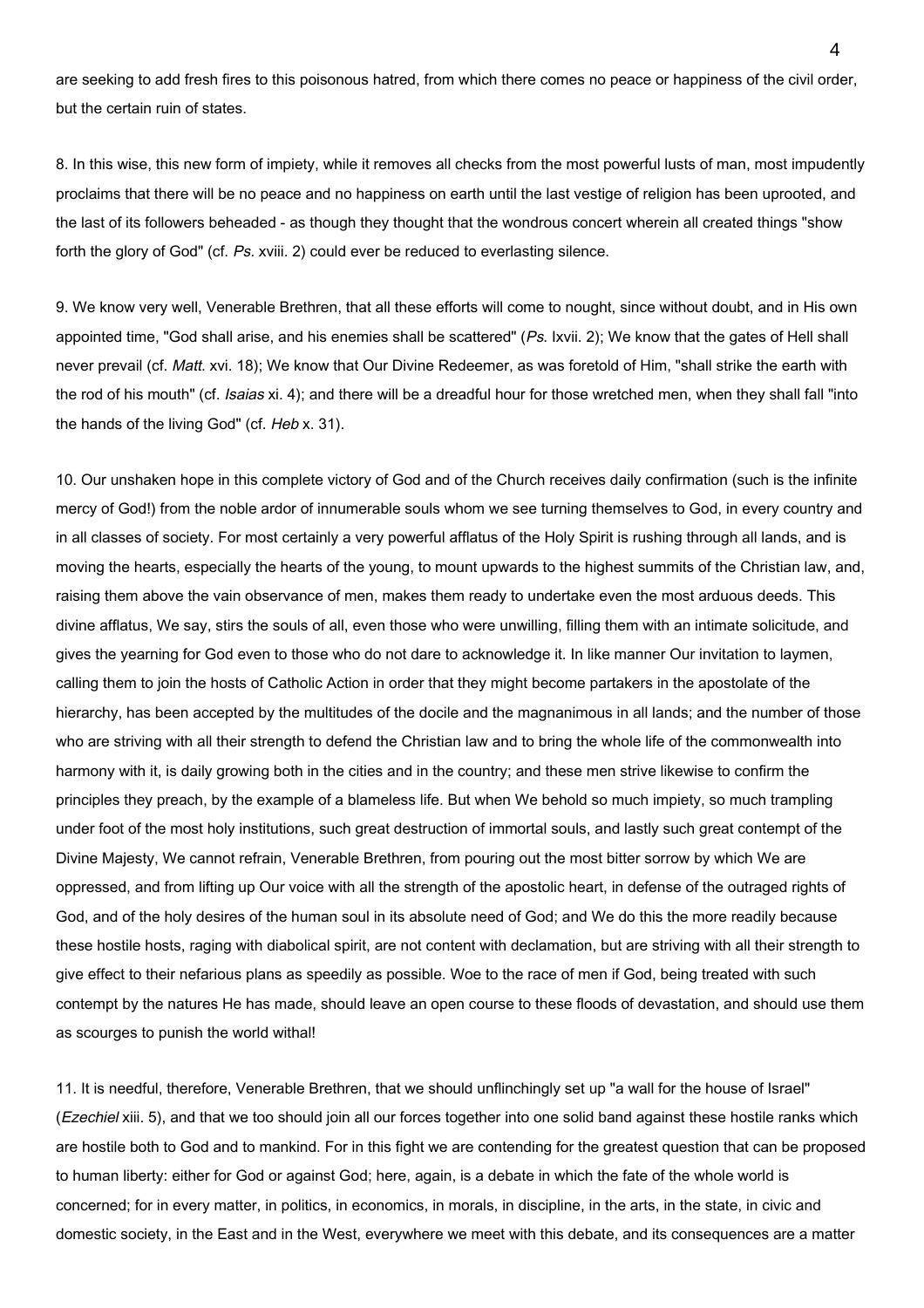are seeking to add fresh fires to this poisonous hatred, from which there comes no peace or happiness of the civil order, but the certain ruin of states.

8. In this wise, this new form of impiety, while it removes all checks from the most powerful lusts of man, most impudently proclaims that there will be no peace and no happiness on earth until the last vestige of religion has been uprooted, and the last of its followers beheaded - as though they thought that the wondrous concert wherein all created things "show forth the glory of God" (cf. *Ps*. xviii. 2) could ever be reduced to everlasting silence.

9. We know very well, Venerable Brethren, that all these efforts will come to nought, since without doubt, and in His own appointed time, "God shall arise, and his enemies shall be scattered" (*Ps*. lxvii. 2); We know that the gates of Hell shall never prevail (cf. *Matt*. xvi. 18); We know that Our Divine Redeemer, as was foretold of Him, "shall strike the earth with the rod of his mouth" (cf. *Isaias* xi. 4); and there will be a dreadful hour for those wretched men, when they shall fall "into the hands of the living God" (cf. *Heb* x. 31).

10. Our unshaken hope in this complete victory of God and of the Church receives daily confirmation (such is the infinite mercy of God!) from the noble ardor of innumerable souls whom we see turning themselves to God, in every country and in all classes of society. For most certainly a very powerful afflatus of the Holy Spirit is rushing through all lands, and is moving the hearts, especially the hearts of the young, to mount upwards to the highest summits of the Christian law, and, raising them above the vain observance of men, makes them ready to undertake even the most arduous deeds. This divine afflatus, We say, stirs the souls of all, even those who were unwilling, filling them with an intimate solicitude, and gives the yearning for God even to those who do not dare to acknowledge it. In like manner Our invitation to laymen, calling them to join the hosts of Catholic Action in order that they might become partakers in the apostolate of the hierarchy, has been accepted by the multitudes of the docile and the magnanimous in all lands; and the number of those who are striving with all their strength to defend the Christian law and to bring the whole life of the commonwealth into harmony with it, is daily growing both in the cities and in the country; and these men strive likewise to confirm the principles they preach, by the example of a blameless life. But when We behold so much impiety, so much trampling under foot of the most holy institutions, such great destruction of immortal souls, and lastly such great contempt of the Divine Majesty, We cannot refrain, Venerable Brethren, from pouring out the most bitter sorrow by which We are oppressed, and from lifting up Our voice with all the strength of the apostolic heart, in defense of the outraged rights of God, and of the holy desires of the human soul in its absolute need of God; and We do this the more readily because these hostile hosts, raging with diabolical spirit, are not content with declamation, but are striving with all their strength to give effect to their nefarious plans as speedily as possible. Woe to the race of men if God, being treated with such contempt by the natures He has made, should leave an open course to these floods of devastation, and should use them as scourges to punish the world withal!

11. It is needful, therefore, Venerable Brethren, that we should unflinchingly set up "a wall for the house of Israel" (*Ezechiel* xiii. 5), and that we too should join all our forces together into one solid band against these hostile ranks which are hostile both to God and to mankind. For in this fight we are contending for the greatest question that can be proposed to human liberty: either for God or against God; here, again, is a debate in which the fate of the whole world is concerned; for in every matter, in politics, in economics, in morals, in discipline, in the arts, in the state, in civic and domestic society, in the East and in the West, everywhere we meet with this debate, and its consequences are a matter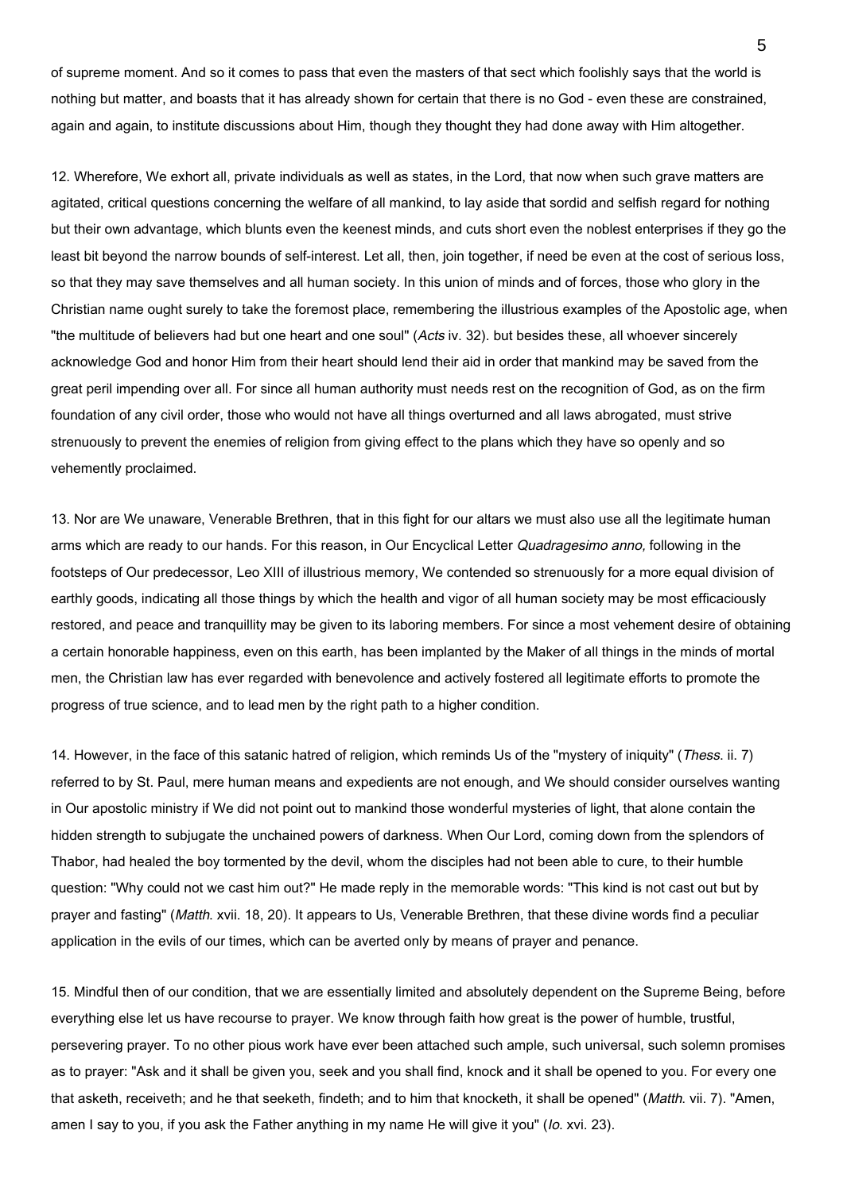of supreme moment. And so it comes to pass that even the masters of that sect which foolishly says that the world is nothing but matter, and boasts that it has already shown for certain that there is no God - even these are constrained, again and again, to institute discussions about Him, though they thought they had done away with Him altogether.

12. Wherefore, We exhort all, private individuals as well as states, in the Lord, that now when such grave matters are agitated, critical questions concerning the welfare of all mankind, to lay aside that sordid and selfish regard for nothing but their own advantage, which blunts even the keenest minds, and cuts short even the noblest enterprises if they go the least bit beyond the narrow bounds of self-interest. Let all, then, join together, if need be even at the cost of serious loss, so that they may save themselves and all human society. In this union of minds and of forces, those who glory in the Christian name ought surely to take the foremost place, remembering the illustrious examples of the Apostolic age, when "the multitude of believers had but one heart and one soul" (*Acts* iv. 32). but besides these, all whoever sincerely acknowledge God and honor Him from their heart should lend their aid in order that mankind may be saved from the great peril impending over all. For since all human authority must needs rest on the recognition of God, as on the firm foundation of any civil order, those who would not have all things overturned and all laws abrogated, must strive strenuously to prevent the enemies of religion from giving effect to the plans which they have so openly and so vehemently proclaimed.

13. Nor are We unaware, Venerable Brethren, that in this fight for our altars we must also use all the legitimate human arms which are ready to our hands. For this reason, in Our Encyclical Letter *Quadragesimo anno,* following in the footsteps of Our predecessor, Leo XIII of illustrious memory, We contended so strenuously for a more equal division of earthly goods, indicating all those things by which the health and vigor of all human society may be most efficaciously restored, and peace and tranquillity may be given to its laboring members. For since a most vehement desire of obtaining a certain honorable happiness, even on this earth, has been implanted by the Maker of all things in the minds of mortal men, the Christian law has ever regarded with benevolence and actively fostered all legitimate efforts to promote the progress of true science, and to lead men by the right path to a higher condition.

14. However, in the face of this satanic hatred of religion, which reminds Us of the "mystery of iniquity" (*Thess*. ii. 7) referred to by St. Paul, mere human means and expedients are not enough, and We should consider ourselves wanting in Our apostolic ministry if We did not point out to mankind those wonderful mysteries of light, that alone contain the hidden strength to subjugate the unchained powers of darkness. When Our Lord, coming down from the splendors of Thabor, had healed the boy tormented by the devil, whom the disciples had not been able to cure, to their humble question: "Why could not we cast him out?" He made reply in the memorable words: "This kind is not cast out but by prayer and fasting" (*Matth.* xvii. 18, 20). It appears to Us, Venerable Brethren, that these divine words find a peculiar application in the evils of our times, which can be averted only by means of prayer and penance.

15. Mindful then of our condition, that we are essentially limited and absolutely dependent on the Supreme Being, before everything else let us have recourse to prayer. We know through faith how great is the power of humble, trustful, persevering prayer. To no other pious work have ever been attached such ample, such universal, such solemn promises as to prayer: "Ask and it shall be given you, seek and you shall find, knock and it shall be opened to you. For every one that asketh, receiveth; and he that seeketh, findeth; and to him that knocketh, it shall be opened" (*Matth.* vii. 7). "Amen, amen I say to you, if you ask the Father anything in my name He will give it you" (*Io.* xvi. 23).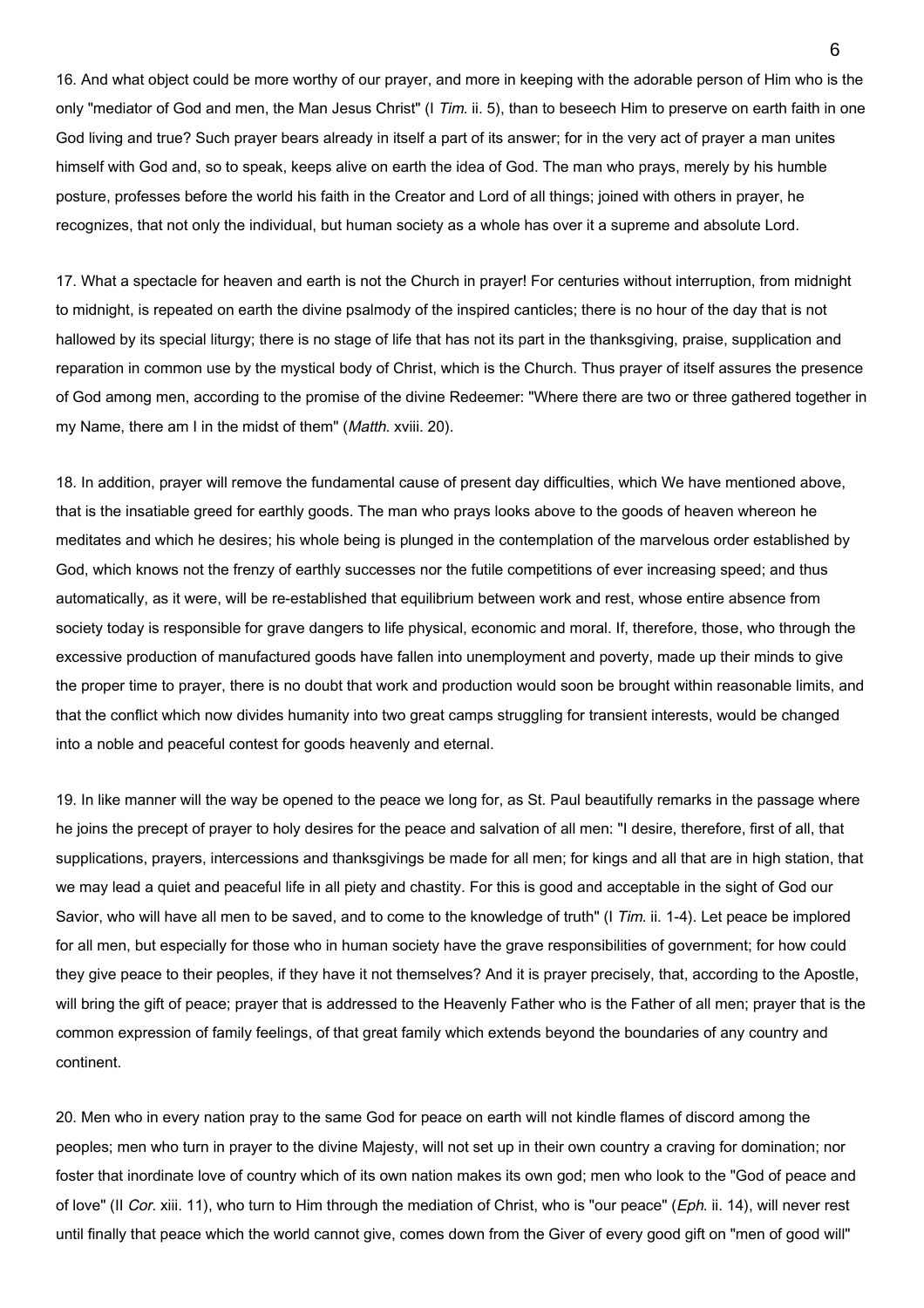16. And what object could be more worthy of our prayer, and more in keeping with the adorable person of Him who is the only "mediator of God and men, the Man Jesus Christ" (I *Tim.* ii. 5), than to beseech Him to preserve on earth faith in one God living and true? Such prayer bears already in itself a part of its answer; for in the very act of prayer a man unites himself with God and, so to speak, keeps alive on earth the idea of God. The man who prays, merely by his humble posture, professes before the world his faith in the Creator and Lord of all things; joined with others in prayer, he recognizes, that not only the individual, but human society as a whole has over it a supreme and absolute Lord.

17. What a spectacle for heaven and earth is not the Church in prayer! For centuries without interruption, from midnight to midnight, is repeated on earth the divine psalmody of the inspired canticles; there is no hour of the day that is not hallowed by its special liturgy; there is no stage of life that has not its part in the thanksgiving, praise, supplication and reparation in common use by the mystical body of Christ, which is the Church. Thus prayer of itself assures the presence of God among men, according to the promise of the divine Redeemer: "Where there are two or three gathered together in my Name, there am I in the midst of them" (*Matth.* xviii. 20).

18. In addition, prayer will remove the fundamental cause of present day difficulties, which We have mentioned above, that is the insatiable greed for earthly goods. The man who prays looks above to the goods of heaven whereon he meditates and which he desires; his whole being is plunged in the contemplation of the marvelous order established by God, which knows not the frenzy of earthly successes nor the futile competitions of ever increasing speed; and thus automatically, as it were, will be re-established that equilibrium between work and rest, whose entire absence from society today is responsible for grave dangers to life physical, economic and moral. If, therefore, those, who through the excessive production of manufactured goods have fallen into unemployment and poverty, made up their minds to give the proper time to prayer, there is no doubt that work and production would soon be brought within reasonable limits, and that the conflict which now divides humanity into two great camps struggling for transient interests, would be changed into a noble and peaceful contest for goods heavenly and eternal.

19. In like manner will the way be opened to the peace we long for, as St. Paul beautifully remarks in the passage where he joins the precept of prayer to holy desires for the peace and salvation of all men: "I desire, therefore, first of all, that supplications, prayers, intercessions and thanksgivings be made for all men; for kings and all that are in high station, that we may lead a quiet and peaceful life in all piety and chastity. For this is good and acceptable in the sight of God our Savior, who will have all men to be saved, and to come to the knowledge of truth" (I *Tim.* ii. 1-4). Let peace be implored for all men, but especially for those who in human society have the grave responsibilities of government; for how could they give peace to their peoples, if they have it not themselves? And it is prayer precisely, that, according to the Apostle, will bring the gift of peace; prayer that is addressed to the Heavenly Father who is the Father of all men; prayer that is the common expression of family feelings, of that great family which extends beyond the boundaries of any country and continent.

20. Men who in every nation pray to the same God for peace on earth will not kindle flames of discord among the peoples; men who turn in prayer to the divine Majesty, will not set up in their own country a craving for domination; nor foster that inordinate love of country which of its own nation makes its own god; men who look to the "God of peace and of love" (II *Cor.* xiii. 11), who turn to Him through the mediation of Christ, who is "our peace" (*Eph.* ii. 14), will never rest until finally that peace which the world cannot give, comes down from the Giver of every good gift on "men of good will"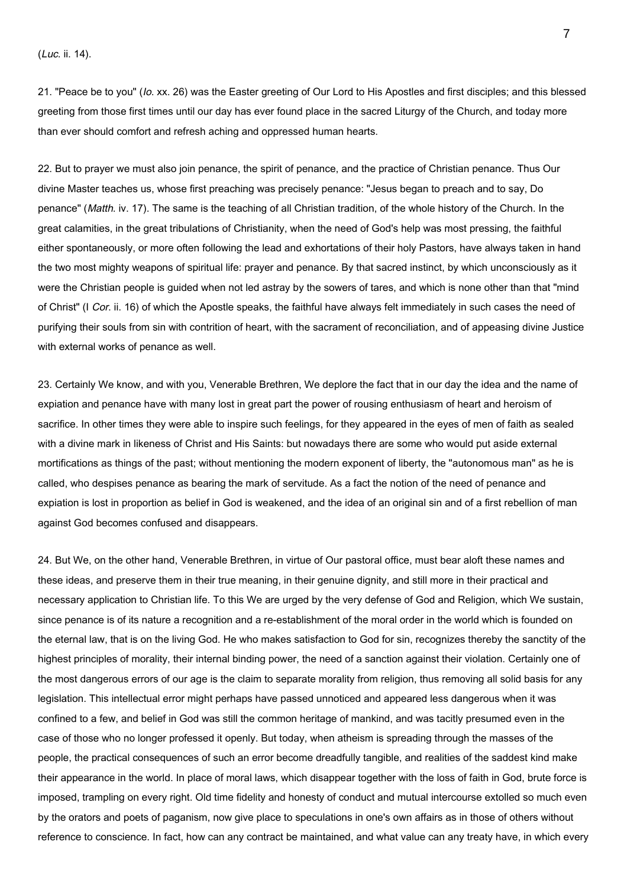(*Luc.* ii. 14).

21. "Peace be to you" (*Io.* xx. 26) was the Easter greeting of Our Lord to His Apostles and first disciples; and this blessed greeting from those first times until our day has ever found place in the sacred Liturgy of the Church, and today more than ever should comfort and refresh aching and oppressed human hearts.

22. But to prayer we must also join penance, the spirit of penance, and the practice of Christian penance. Thus Our divine Master teaches us, whose first preaching was precisely penance: "Jesus began to preach and to say, Do penance" (*Matth.* iv. 17). The same is the teaching of all Christian tradition, of the whole history of the Church. In the great calamities, in the great tribulations of Christianity, when the need of God's help was most pressing, the faithful either spontaneously, or more often following the lead and exhortations of their holy Pastors, have always taken in hand the two most mighty weapons of spiritual life: prayer and penance. By that sacred instinct, by which unconsciously as it were the Christian people is guided when not led astray by the sowers of tares, and which is none other than that "mind of Christ" (I *Cor.* ii. 16) of which the Apostle speaks, the faithful have always felt immediately in such cases the need of purifying their souls from sin with contrition of heart, with the sacrament of reconciliation, and of appeasing divine Justice with external works of penance as well.

23. Certainly We know, and with you, Venerable Brethren, We deplore the fact that in our day the idea and the name of expiation and penance have with many lost in great part the power of rousing enthusiasm of heart and heroism of sacrifice. In other times they were able to inspire such feelings, for they appeared in the eyes of men of faith as sealed with a divine mark in likeness of Christ and His Saints: but nowadays there are some who would put aside external mortifications as things of the past; without mentioning the modern exponent of liberty, the "autonomous man" as he is called, who despises penance as bearing the mark of servitude. As a fact the notion of the need of penance and expiation is lost in proportion as belief in God is weakened, and the idea of an original sin and of a first rebellion of man against God becomes confused and disappears.

24. But We, on the other hand, Venerable Brethren, in virtue of Our pastoral office, must bear aloft these names and these ideas, and preserve them in their true meaning, in their genuine dignity, and still more in their practical and necessary application to Christian life. To this We are urged by the very defense of God and Religion, which We sustain, since penance is of its nature a recognition and a re-establishment of the moral order in the world which is founded on the eternal law, that is on the living God. He who makes satisfaction to God for sin, recognizes thereby the sanctity of the highest principles of morality, their internal binding power, the need of a sanction against their violation. Certainly one of the most dangerous errors of our age is the claim to separate morality from religion, thus removing all solid basis for any legislation. This intellectual error might perhaps have passed unnoticed and appeared less dangerous when it was confined to a few, and belief in God was still the common heritage of mankind, and was tacitly presumed even in the case of those who no longer professed it openly. But today, when atheism is spreading through the masses of the people, the practical consequences of such an error become dreadfully tangible, and realities of the saddest kind make their appearance in the world. In place of moral laws, which disappear together with the loss of faith in God, brute force is imposed, trampling on every right. Old time fidelity and honesty of conduct and mutual intercourse extolled so much even by the orators and poets of paganism, now give place to speculations in one's own affairs as in those of others without reference to conscience. In fact, how can any contract be maintained, and what value can any treaty have, in which every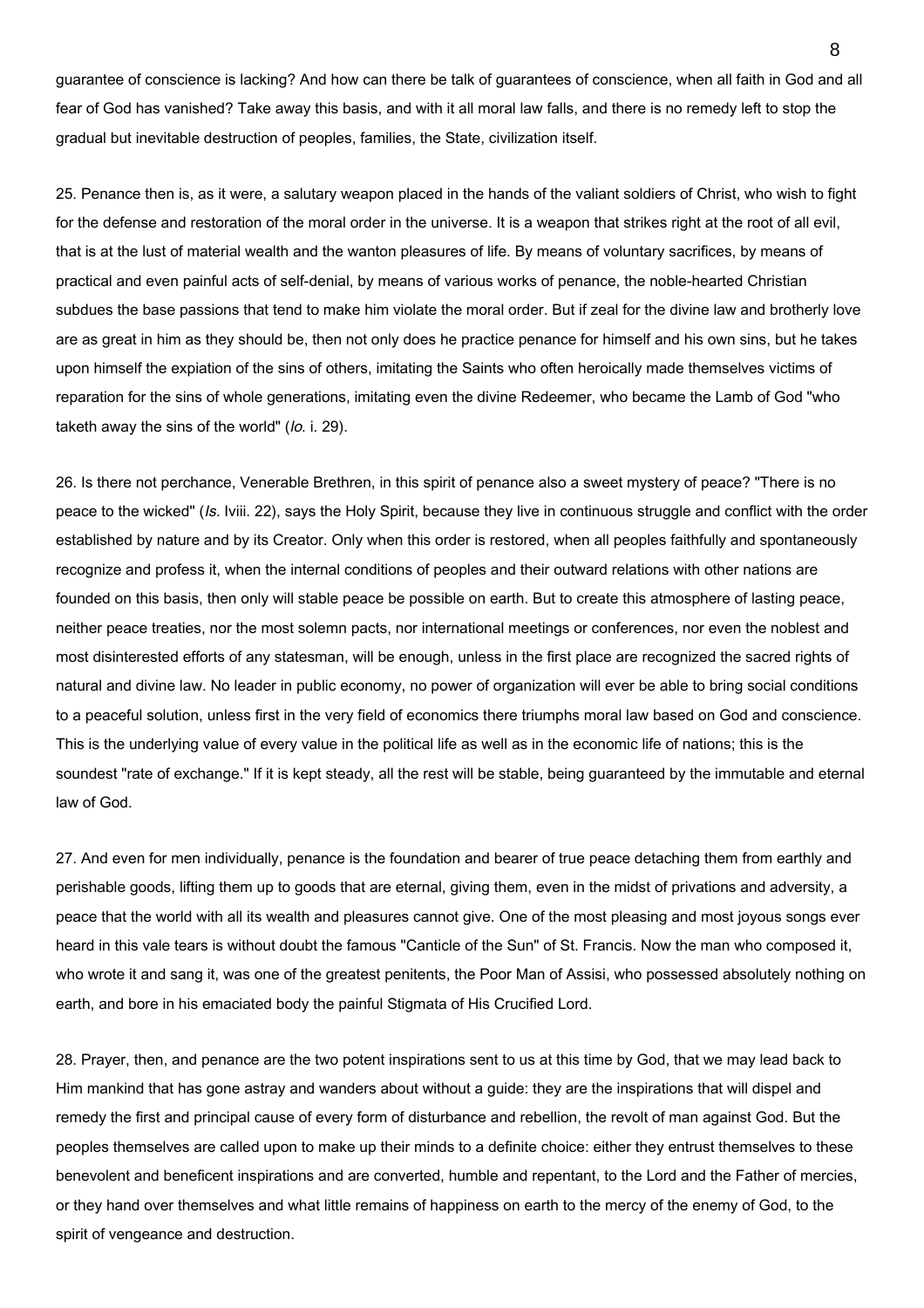guarantee of conscience is lacking? And how can there be talk of guarantees of conscience, when all faith in God and all fear of God has vanished? Take away this basis, and with it all moral law falls, and there is no remedy left to stop the gradual but inevitable destruction of peoples, families, the State, civilization itself.

25. Penance then is, as it were, a salutary weapon placed in the hands of the valiant soldiers of Christ, who wish to fight for the defense and restoration of the moral order in the universe. It is a weapon that strikes right at the root of all evil, that is at the lust of material wealth and the wanton pleasures of life. By means of voluntary sacrifices, by means of practical and even painful acts of self-denial, by means of various works of penance, the noble-hearted Christian subdues the base passions that tend to make him violate the moral order. But if zeal for the divine law and brotherly love are as great in him as they should be, then not only does he practice penance for himself and his own sins, but he takes upon himself the expiation of the sins of others, imitating the Saints who often heroically made themselves victims of reparation for the sins of whole generations, imitating even the divine Redeemer, who became the Lamb of God "who taketh away the sins of the world" (*Io.* i. 29).

26. Is there not perchance, Venerable Brethren, in this spirit of penance also a sweet mystery of peace? "There is no peace to the wicked" (*Is.* lviii. 22), says the Holy Spirit, because they live in continuous struggle and conflict with the order established by nature and by its Creator. Only when this order is restored, when all peoples faithfully and spontaneously recognize and profess it, when the internal conditions of peoples and their outward relations with other nations are founded on this basis, then only will stable peace be possible on earth. But to create this atmosphere of lasting peace, neither peace treaties, nor the most solemn pacts, nor international meetings or conferences, nor even the noblest and most disinterested efforts of any statesman, will be enough, unless in the first place are recognized the sacred rights of natural and divine law. No leader in public economy, no power of organization will ever be able to bring social conditions to a peaceful solution, unless first in the very field of economics there triumphs moral law based on God and conscience. This is the underlying value of every value in the political life as well as in the economic life of nations; this is the soundest "rate of exchange." If it is kept steady, all the rest will be stable, being guaranteed by the immutable and eternal law of God.

27. And even for men individually, penance is the foundation and bearer of true peace detaching them from earthly and perishable goods, lifting them up to goods that are eternal, giving them, even in the midst of privations and adversity, a peace that the world with all its wealth and pleasures cannot give. One of the most pleasing and most joyous songs ever heard in this vale tears is without doubt the famous "Canticle of the Sun" of St. Francis. Now the man who composed it, who wrote it and sang it, was one of the greatest penitents, the Poor Man of Assisi, who possessed absolutely nothing on earth, and bore in his emaciated body the painful Stigmata of His Crucified Lord.

28. Prayer, then, and penance are the two potent inspirations sent to us at this time by God, that we may lead back to Him mankind that has gone astray and wanders about without a guide: they are the inspirations that will dispel and remedy the first and principal cause of every form of disturbance and rebellion, the revolt of man against God. But the peoples themselves are called upon to make up their minds to a definite choice: either they entrust themselves to these benevolent and beneficent inspirations and are converted, humble and repentant, to the Lord and the Father of mercies, or they hand over themselves and what little remains of happiness on earth to the mercy of the enemy of God, to the spirit of vengeance and destruction.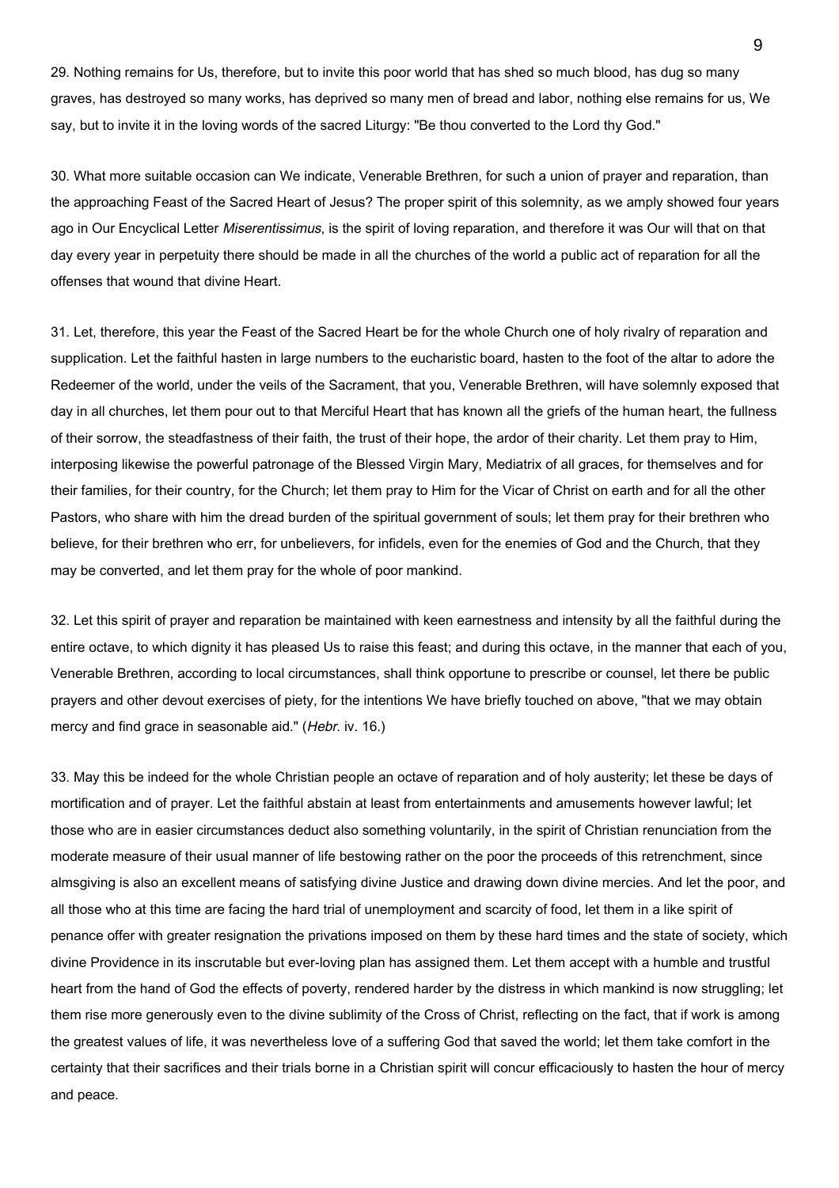29. Nothing remains for Us, therefore, but to invite this poor world that has shed so much blood, has dug so many graves, has destroyed so many works, has deprived so many men of bread and labor, nothing else remains for us, We say, but to invite it in the loving words of the sacred Liturgy: "Be thou converted to the Lord thy God."

30. What more suitable occasion can We indicate, Venerable Brethren, for such a union of prayer and reparation, than the approaching Feast of the Sacred Heart of Jesus? The proper spirit of this solemnity, as we amply showed four years ago in Our Encyclical Letter *Miserentissimus*, is the spirit of loving reparation, and therefore it was Our will that on that day every year in perpetuity there should be made in all the churches of the world a public act of reparation for all the offenses that wound that divine Heart.

31. Let, therefore, this year the Feast of the Sacred Heart be for the whole Church one of holy rivalry of reparation and supplication. Let the faithful hasten in large numbers to the eucharistic board, hasten to the foot of the altar to adore the Redeemer of the world, under the veils of the Sacrament, that you, Venerable Brethren, will have solemnly exposed that day in all churches, let them pour out to that Merciful Heart that has known all the griefs of the human heart, the fullness of their sorrow, the steadfastness of their faith, the trust of their hope, the ardor of their charity. Let them pray to Him, interposing likewise the powerful patronage of the Blessed Virgin Mary, Mediatrix of all graces, for themselves and for their families, for their country, for the Church; let them pray to Him for the Vicar of Christ on earth and for all the other Pastors, who share with him the dread burden of the spiritual government of souls; let them pray for their brethren who believe, for their brethren who err, for unbelievers, for infidels, even for the enemies of God and the Church, that they may be converted, and let them pray for the whole of poor mankind.

32. Let this spirit of prayer and reparation be maintained with keen earnestness and intensity by all the faithful during the entire octave, to which dignity it has pleased Us to raise this feast; and during this octave, in the manner that each of you, Venerable Brethren, according to local circumstances, shall think opportune to prescribe or counsel, let there be public prayers and other devout exercises of piety, for the intentions We have briefly touched on above, "that we may obtain mercy and find grace in seasonable aid." (*Hebr.* iv. 16.)

33. May this be indeed for the whole Christian people an octave of reparation and of holy austerity; let these be days of mortification and of prayer. Let the faithful abstain at least from entertainments and amusements however lawful; let those who are in easier circumstances deduct also something voluntarily, in the spirit of Christian renunciation from the moderate measure of their usual manner of life bestowing rather on the poor the proceeds of this retrenchment, since almsgiving is also an excellent means of satisfying divine Justice and drawing down divine mercies. And let the poor, and all those who at this time are facing the hard trial of unemployment and scarcity of food, let them in a like spirit of penance offer with greater resignation the privations imposed on them by these hard times and the state of society, which divine Providence in its inscrutable but ever-loving plan has assigned them. Let them accept with a humble and trustful heart from the hand of God the effects of poverty, rendered harder by the distress in which mankind is now struggling; let them rise more generously even to the divine sublimity of the Cross of Christ, reflecting on the fact, that if work is among the greatest values of life, it was nevertheless love of a suffering God that saved the world; let them take comfort in the certainty that their sacrifices and their trials borne in a Christian spirit will concur efficaciously to hasten the hour of mercy and peace.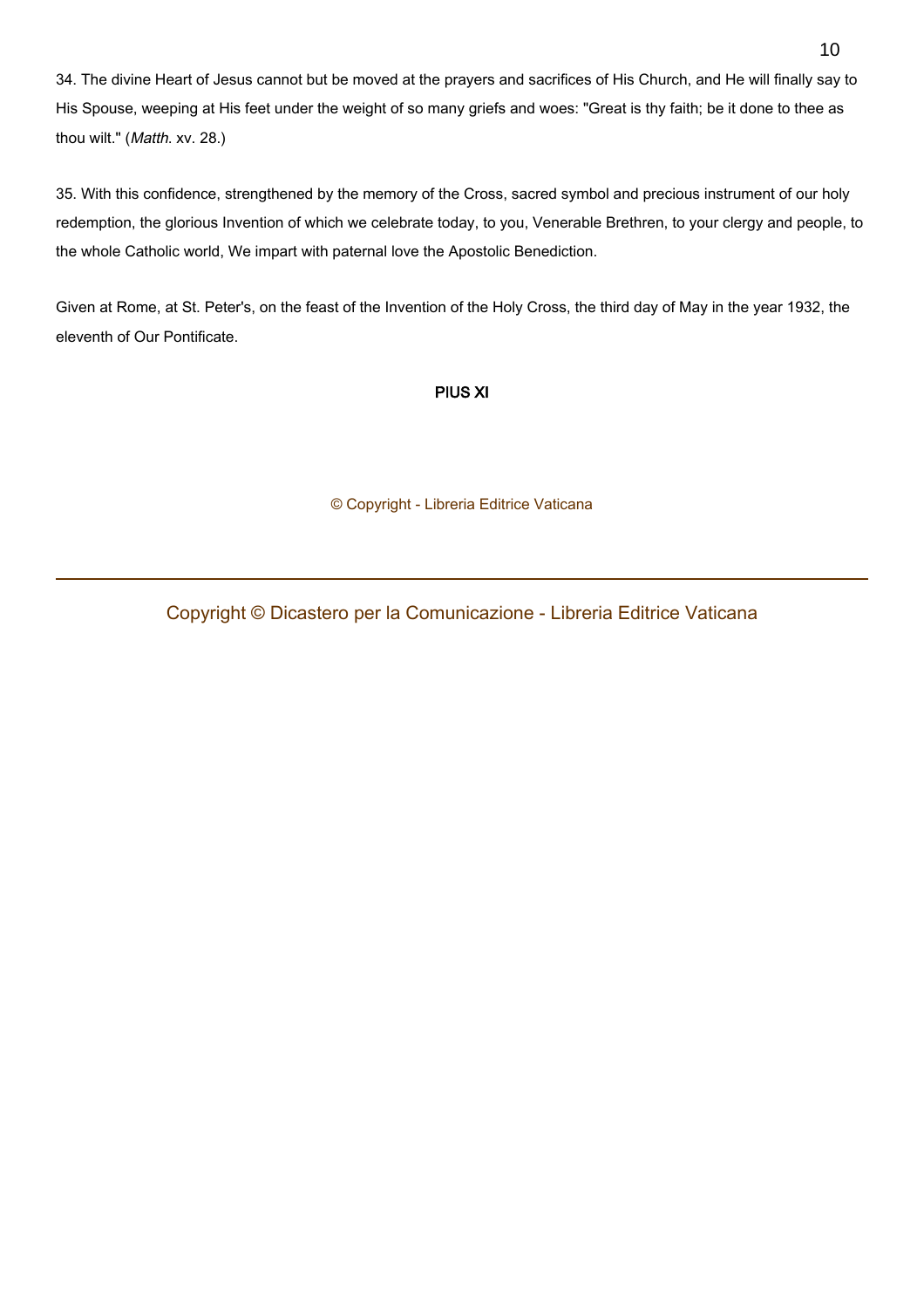34. The divine Heart of Jesus cannot but be moved at the prayers and sacrifices of His Church, and He will finally say to His Spouse, weeping at His feet under the weight of so many griefs and woes: "Great is thy faith; be it done to thee as thou wilt." (*Matth.* xv. 28.)

35. With this confidence, strengthened by the memory of the Cross, sacred symbol and precious instrument of our holy redemption, the glorious Invention of which we celebrate today, to you, Venerable Brethren, to your clergy and people, to the whole Catholic world, We impart with paternal love the Apostolic Benediction.

Given at Rome, at St. Peter's, on the feast of the Invention of the Holy Cross, the third day of May in the year 1932, the eleventh of Our Pontificate.

**PIUS XI**

© Copyright - Libreria Editrice Vaticana

---

Copyright © Dicastero per la Comunicazione - Libreria Editrice Vaticana